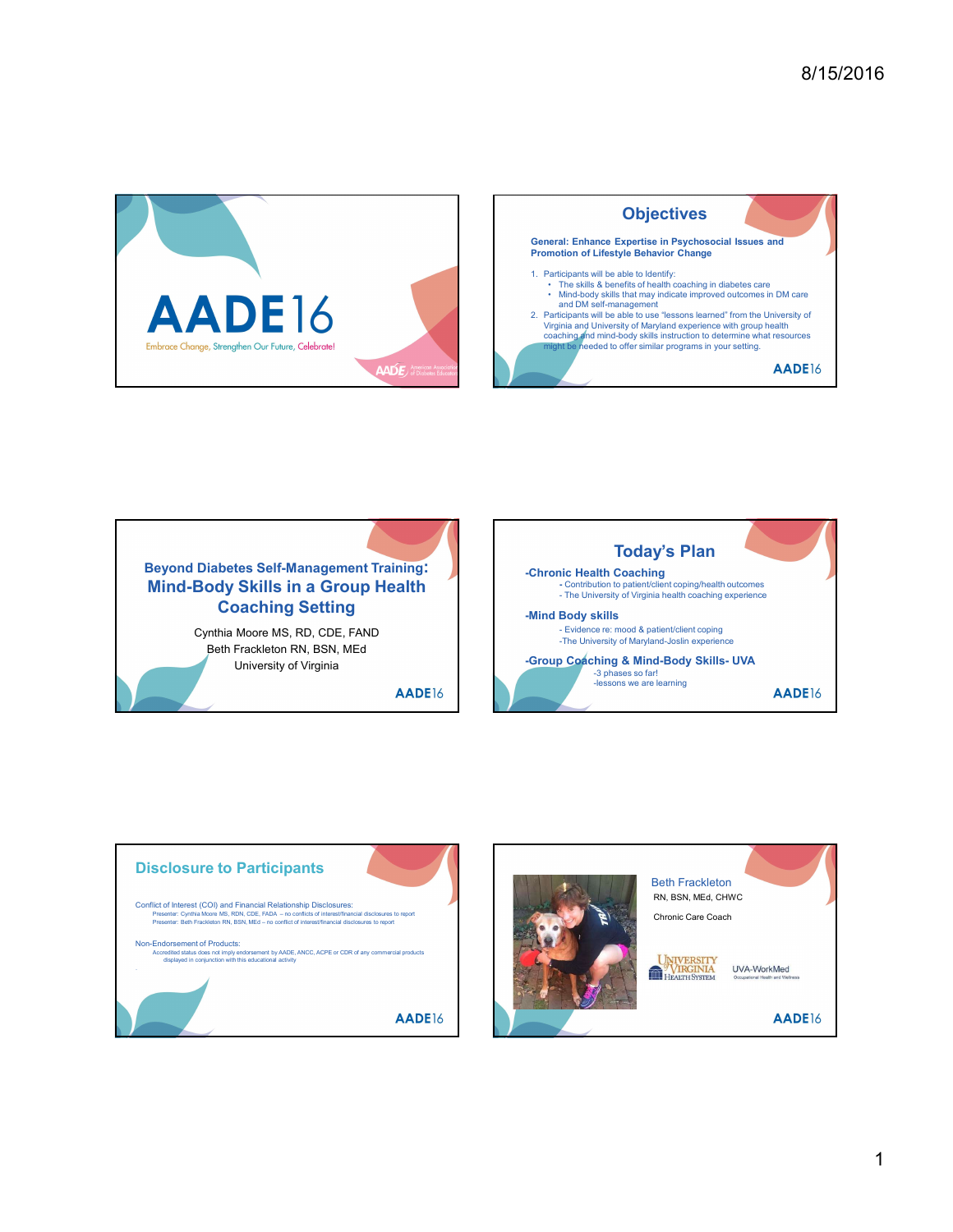# AADE16

Embrace Change, Strengthen Our Future, Celebrate!

## Objectives

**General: Enhance Expertise in Psychosocial Issues and Promotion of Lifestyle Behavior Change**

1. Participants will be able to Identify:
   - The skills & benefits of health coaching in diabetes care
   - Mind-body skills that may indicate improved outcomes in DM care and DM self-management
2. Participants will be able to use "lessons learned" from the University of Virginia and University of Maryland experience with group health coaching and mind-body skills instruction to determine what resources might be needed to offer similar programs in your setting.

## Beyond Diabetes Self-Management Training: Mind-Body Skills in a Group Health Coaching Setting

Cynthia Moore MS, RD, CDE, FAND
Beth Frackleton RN, BSN, MEd
University of Virginia

## Today's Plan

**-Chronic Health Coaching**
- Contribution to patient/client coping/health outcomes
- The University of Virginia health coaching experience

**-Mind Body skills**
- Evidence re: mood & patient/client coping
- The University of Maryland-Joslin experience

**-Group Coaching & Mind-Body Skills- UVA**
- 3 phases so far!
- lessons we are learning

## Disclosure to Participants

Conflict of Interest (COI) and Financial Relationship Disclosures:
Presenter: Cynthia Moore MS, RDN, CDE, FADA – no conflicts of interest/financial disclosures to report
Presenter: Beth Frackleton RN, BSN, MEd – no conflict of interest/financial disclosures to report

Non-Endorsement of Products:
Accredited status does not imply endorsement by AADE, ANCC, ACPE or CDR of any commercial products displayed in conjunction with this educational activity

## Beth Frackleton

RN, BSN, MEd, CHWC

Chronic Care Coach

University of Virginia Health System

UVA-WorkMed
Occupational Health and Wellness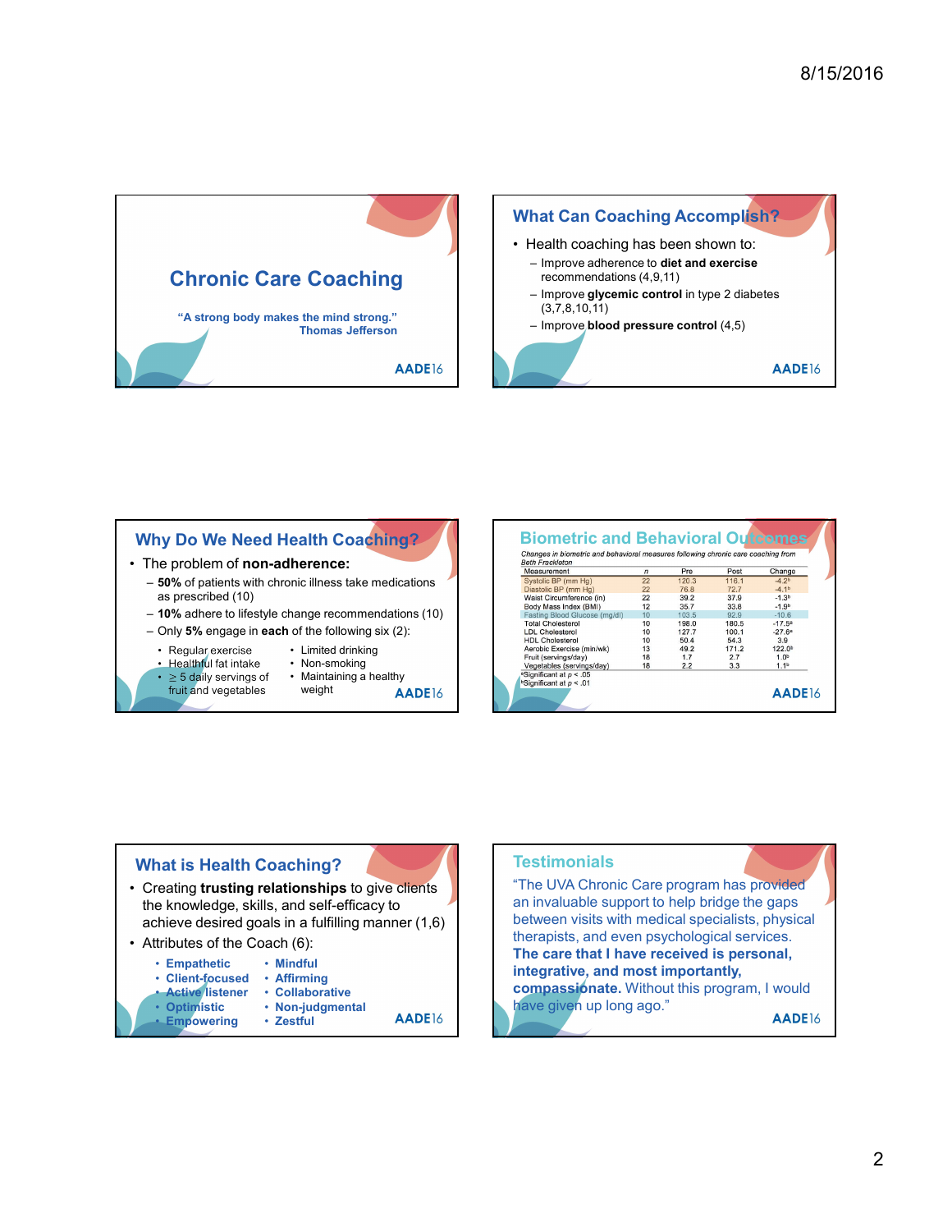## Chronic Care Coaching

"A strong body makes the mind strong."
Thomas Jefferson

AADE16

## What Can Coaching Accomplish?

- Health coaching has been shown to:
  - Improve adherence to **diet and exercise** recommendations (4,9,11)
  - Improve **glycemic control** in type 2 diabetes (3,7,8,10,11)
  - Improve **blood pressure control** (4,5)

AADE16

## Why Do We Need Health Coaching?

- The problem of **non-adherence:**
  - **50%** of patients with chronic illness take medications as prescribed (10)
  - **10%** adhere to lifestyle change recommendations (10)
  - Only **5%** engage in **each** of the following six (2):
    - Regular exercise
    - Healthful fat intake
    - ≥ 5 daily servings of fruit and vegetables
    - Limited drinking
    - Non-smoking
    - Maintaining a healthy weight

AADE16

## Biometric and Behavioral Outcomes

*Changes in biometric and behavioral measures following chronic care coaching from Beth Frackleton*

| Measurement | n | Pre | Post | Change |
|---|---|---|---|---|
| Systolic BP (mm Hg) | 22 | 120.3 | 116.1 | -4.2[b] |
| Diastolic BP (mm Hg) | 22 | 76.8 | 72.7 | -4.1[b] |
| Waist Circumference (in) | 22 | 39.2 | 37.9 | -1.3[b] |
| Body Mass Index (BMI) | 12 | 35.7 | 33.8 | -1.9[b] |
| Fasting Blood Glucose (mg/dl) | 10 | 103.5 | 92.9 | -10.6 |
| Total Cholesterol | 10 | 198.0 | 180.5 | -17.5[a] |
| LDL Cholesterol | 10 | 127.7 | 100.1 | -27.6[a] |
| HDL Cholesterol | 10 | 50.4 | 54.3 | 3.9 |
| Aerobic Exercise (min/wk) | 13 | 49.2 | 171.2 | 122.0[b] |
| Fruit (servings/day) | 18 | 1.7 | 2.7 | 1.0[b] |
| Vegetables (servings/day) | 18 | 2.2 | 3.3 | 1.1[b] |

[a]Significant at $p < .05$
[b]Significant at $p < .01$

AADE16

## What is Health Coaching?

- Creating **trusting relationships** to give clients the knowledge, skills, and self-efficacy to achieve desired goals in a fulfilling manner (1,6)
- Attributes of the Coach (6):
  - **Empathetic**
  - **Client-focused**
  - **Active listener**
  - **Optimistic**
  - **Empowering**
  - **Mindful**
  - **Affirming**
  - **Collaborative**
  - **Non-judgmental**
  - **Zestful**

AADE16

## Testimonials

"The UVA Chronic Care program has provided an invaluable support to help bridge the gaps between visits with medical specialists, physical therapists, and even psychological services. **The care that I have received is personal, integrative, and most importantly, compassionate.** Without this program, I would have given up long ago."

AADE16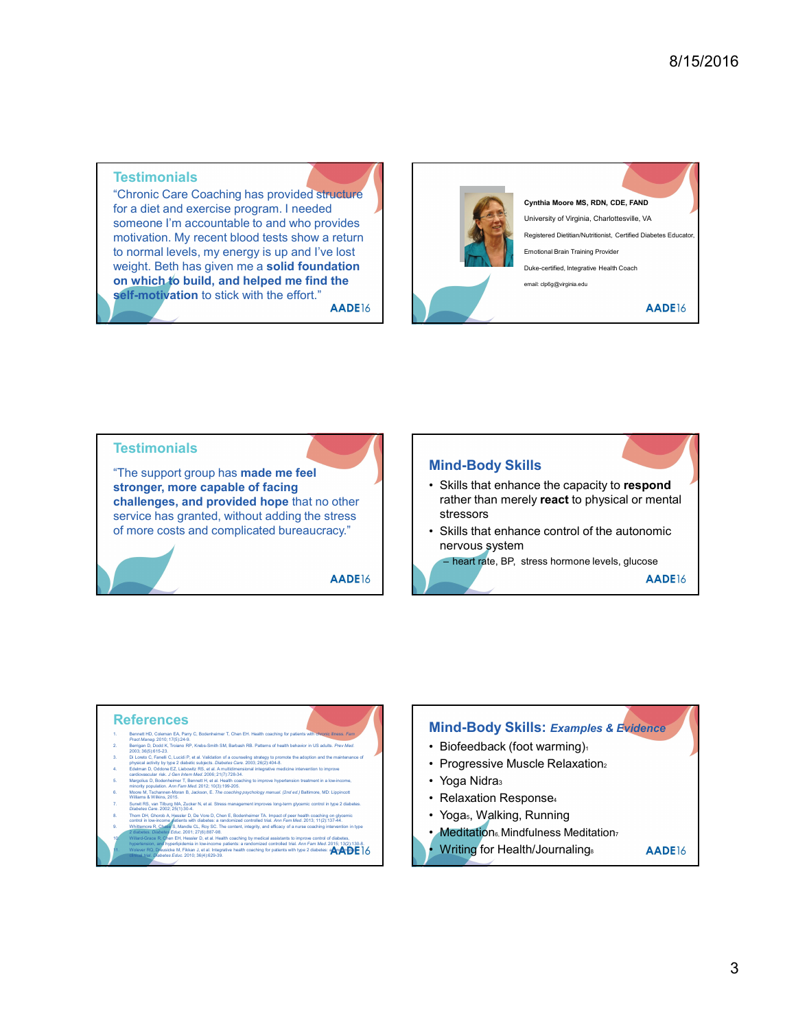## Testimonials

"Chronic Care Coaching has provided structure for a diet and exercise program. I needed someone I'm accountable to and who provides motivation. My recent blood tests show a return to normal levels, my energy is up and I've lost weight. Beth has given me a **solid foundation on which to build, and helped me find the self-motivation** to stick with the effort."

AADE16

---

**Cynthia Moore MS, RDN, CDE, FAND**

University of Virginia, Charlottesville, VA

Registered Dietitian/Nutritionist, Certified Diabetes Educator,

Emotional Brain Training Provider

Duke-certified, Integrative Health Coach

email: clp6g@virginia.edu

AADE16

---

## Testimonials

"The support group has **made me feel stronger, more capable of facing challenges, and provided hope** that no other service has granted, without adding the stress of more costs and complicated bureaucracy."

AADE16

---

## Mind-Body Skills

- Skills that enhance the capacity to **respond** rather than merely **react** to physical or mental stressors
- Skills that enhance control of the autonomic nervous system
  - heart rate, BP, stress hormone levels, glucose

AADE16

---

## References

1. Bennett HD, Coleman EA, Parry C, Bodenheimer T, Chen EH. Health coaching for patients with chronic illness. *Fam Pract Manag.* 2010; 17(5):24-9.
2. Berrigan D, Dodd K, Troiano RP, Krebs-Smith SM, Barbash RB. Patterns of health behavior in US adults. *Prev Med.* 2003; 36(5):615-23.
3. Di Loreto C, Fanelli C, Lucidi P, et al. Validation of a counseling strategy to promote the adoption and the maintenance of physical activity by type 2 diabetic subjects. *Diabetes Care.* 2003; 26(2):404-8.
4. Edelman D, Oddone EZ, Liebowitz RS, et al. A multidimensional integrative medicine intervention to improve cardiovascular risk. *J Gen Intern Med.* 2006; 21(7):728-34.
5. Margolius D, Bodenheimer T, Bennett H, et al. Health coaching to improve hypertension treatment in a low-income, minority population. *Ann Fam Med.* 2012; 10(3):199-205.
6. Moore M, Tschannen-Moran B, Jackson, E. *The coaching psychology manual. (2nd ed.)* Baltimore, MD: Lippincott Williams & Wilkins, 2015.
7. Surwit RS, van Tilburg MA, Zucker N, et al. Stress management improves long-term glycemic control in type 2 diabetes. *Diabetes Care.* 2002; 25(1):30-4.
8. Thom DH, Ghorob A, Hessler D, De Vore D, Chen E, Bodenheimer TA. Impact of peer health coaching on glycemic control in low-income patients with diabetes: a randomized controlled trial. *Ann Fam Med.* 2013; 11(2):137-44.
9. Whittemore R, Chase S, Mandle CL, Roy SC. The content, integrity, and efficacy of a nurse coaching intervention in type 2 diabetes. *Diabetes Educ.* 2001; 27(6):887-98.
10. Willard-Grace R, Chen EH, Hessler D, et al. Health coaching by medical assistants to improve control of diabetes, hypertension, and hyperlipidemia in low-income patients: a randomized controlled trial. *Ann Fam Med.* 2015; 13(2):130-8.
11. Wolever RQ, Dreusicke M, Fikkan J, et al. Integrative health coaching for patients with type 2 diabetes: a randomized clinical trial. *Diabetes Educ.* 2010; 36(4):629-39.

AADE16

---

## Mind-Body Skills: *Examples & Evidence*

- Biofeedback (foot warming)[1]
- Progressive Muscle Relaxation[2]
- Yoga Nidra[3]
- Relaxation Response[4]
- Yoga[5], Walking, Running
- Meditation[6], Mindfulness Meditation[7]
- Writing for Health/Journaling[8]

AADE16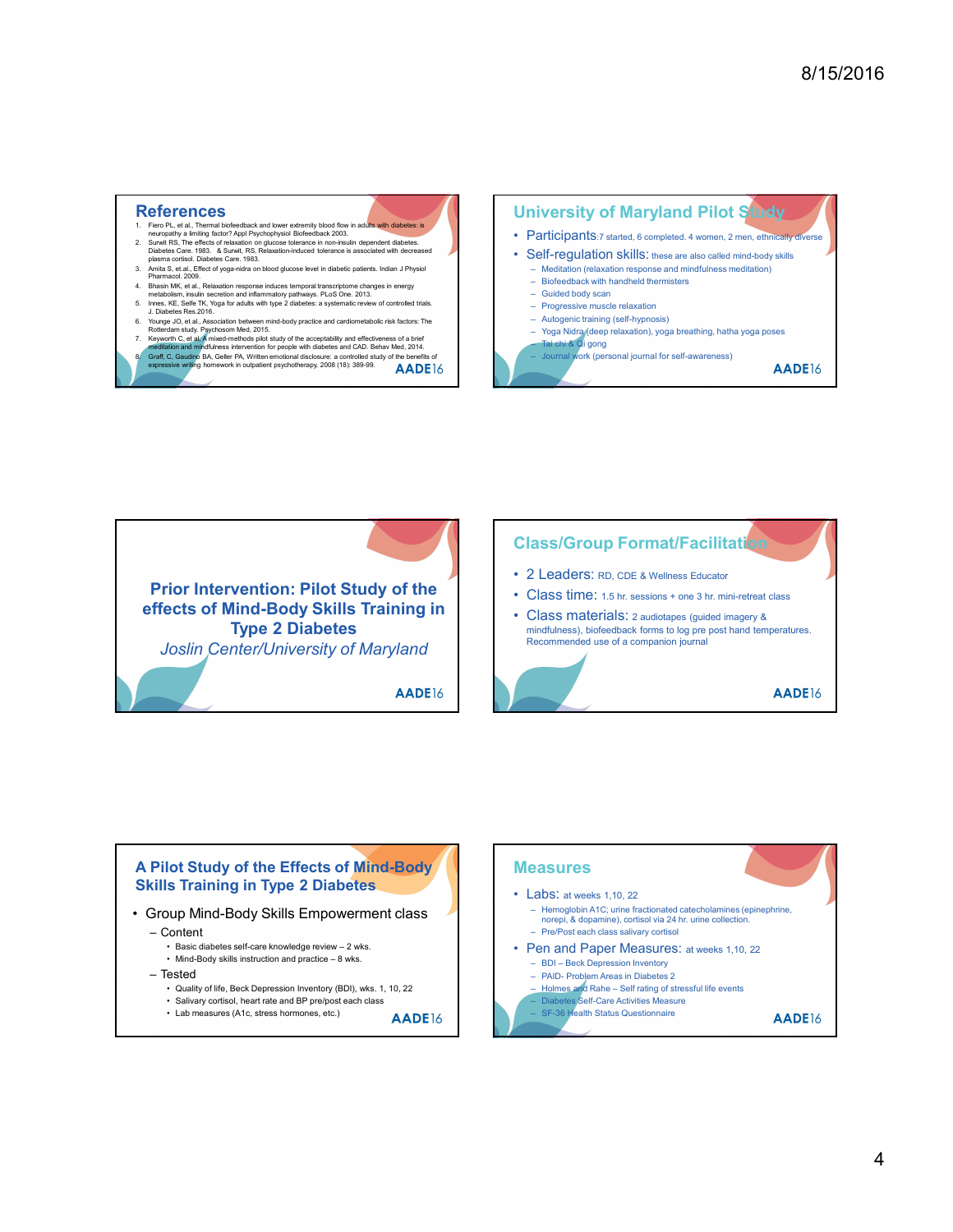## References

1. Fiero PL, et al., Thermal biofeedback and lower extremity blood flow in adults with diabetes: is neuropathy a limiting factor? Appl Psychophysiol Biofeedback 2003.
2. Surwit RS, The effects of relaxation on glucose tolerance in non-insulin dependent diabetes. Diabetes Care. 1983. & Surwit, RS, Relaxation-induced tolerance is associated with decreased plasma cortisol. Diabetes Care. 1983.
3. Amita S, et.al., Effect of yoga-nidra on blood glucose level in diabetic patients. Indian J Physiol Pharmacol. 2009.
4. Bhasin MK, et al., Relaxation response induces temporal transcriptome changes in energy metabolism, insulin secretion and inflammatory pathways. PLoS One. 2013.
5. Innes, KE, Selfe TK, Yoga for adults with type 2 diabetes: a systematic review of controlled trials. J. Diabetes Res.2016.
6. Younge JO, et al., Association between mind-body practice and cardiometabolic risk factors: The Rotterdam study. Psychosom Med, 2015.
7. Keyworth C, et al. A mixed-methods pilot study of the acceptability and effectiveness of a brief meditation and mindfulness intervention for people with diabetes and CAD. Behav Med, 2014.
8. Graff, C, Gaudino BA, Geller PA, Written emotional disclosure: a controlled study of the benefits of expressive writing homework in outpatient psychotherapy. 2008 (18): 389-99.

AADE16

## University of Maryland Pilot Study

- Participants: 7 started, 6 completed. 4 women, 2 men, ethnically diverse
- Self-regulation skills: these are also called mind-body skills
  - Meditation (relaxation response and mindfulness meditation)
  - Biofeedback with handheld thermisters
  - Guided body scan
  - Progressive muscle relaxation
  - Autogenic training (self-hypnosis)
  - Yoga Nidra (deep relaxation), yoga breathing, hatha yoga poses
  - Tai chi & Qi gong
  - Journal work (personal journal for self-awareness)

AADE16

## Prior Intervention: Pilot Study of the effects of Mind-Body Skills Training in Type 2 Diabetes

*Joslin Center/University of Maryland*

AADE16

## Class/Group Format/Facilitation

- 2 Leaders: RD, CDE & Wellness Educator
- Class time: 1.5 hr. sessions + one 3 hr. mini-retreat class
- Class materials: 2 audiotapes (guided imagery & mindfulness), biofeedback forms to log pre post hand temperatures. Recommended use of a companion journal

AADE16

## A Pilot Study of the Effects of Mind-Body Skills Training in Type 2 Diabetes

- Group Mind-Body Skills Empowerment class
  - Content
    - Basic diabetes self-care knowledge review – 2 wks.
    - Mind-Body skills instruction and practice – 8 wks.
  - Tested
    - Quality of life, Beck Depression Inventory (BDI), wks. 1, 10, 22
    - Salivary cortisol, heart rate and BP pre/post each class
    - Lab measures (A1c, stress hormones, etc.)

AADE16

## Measures

- Labs: at weeks 1,10, 22
  - Hemoglobin A1C; urine fractionated catecholamines (epinephrine, norepi, & dopamine), cortisol via 24 hr. urine collection.
  - Pre/Post each class salivary cortisol
- Pen and Paper Measures: at weeks 1,10, 22
  - BDI – Beck Depression Inventory
  - PAID- Problem Areas in Diabetes 2
  - Holmes and Rahe – Self rating of stressful life events
  - Diabetes Self-Care Activities Measure
  - SF-36 Health Status Questionnaire

AADE16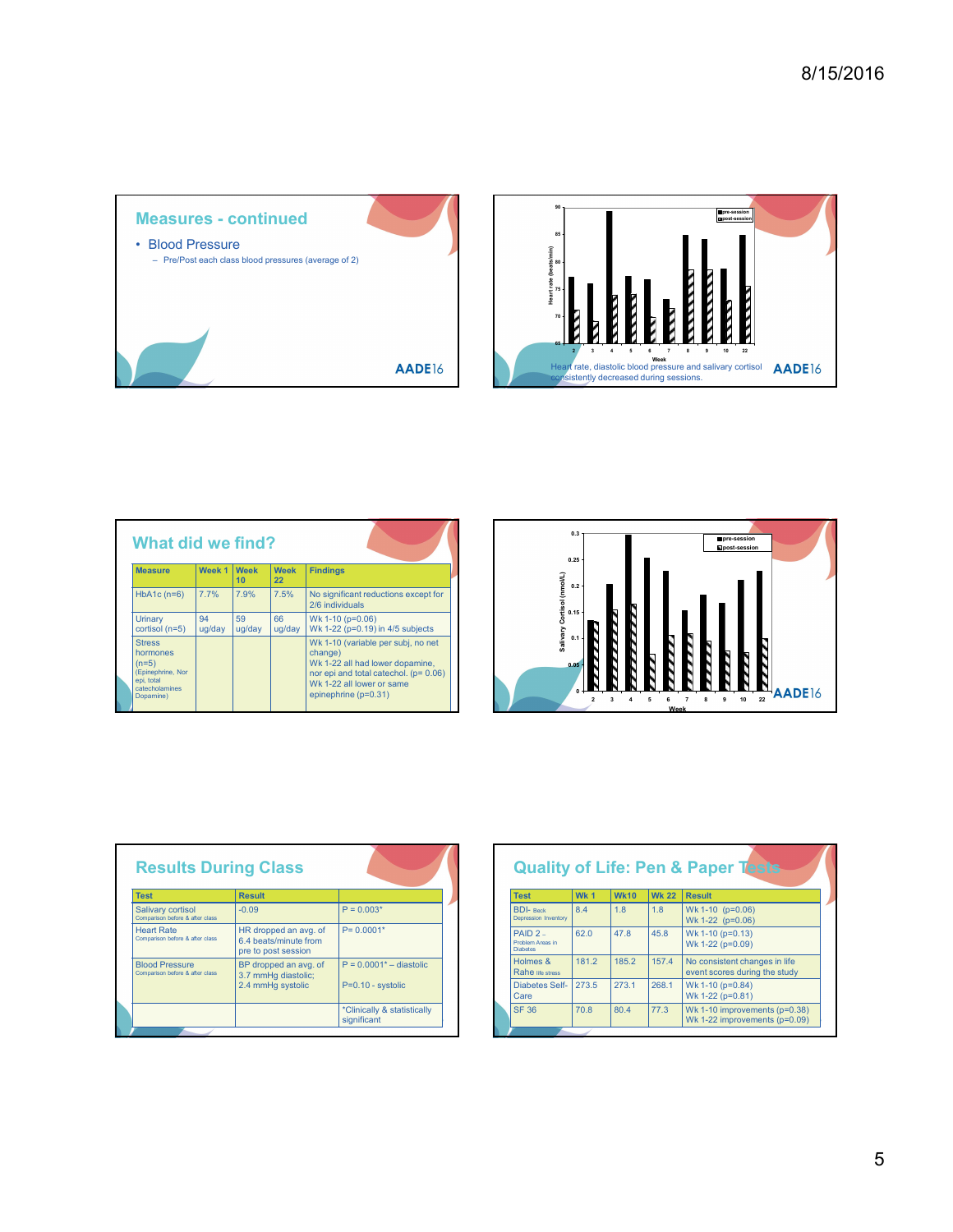## Measures - continued

- Blood Pressure
  - Pre/Post each class blood pressures (average of 2)

Heart rate, diastolic blood pressure and salivary cortisol consistently decreased during sessions.

## What did we find?

| Measure | Week 1 | Week 10 | Week 22 | Findings |
|---|---|---|---|---|
| HbA1c (n=6) | 7.7% | 7.9% | 7.5% | No significant reductions except for 2/6 individuals |
| Urinary cortisol (n=5) | 94 ug/day | 59 ug/day | 66 ug/day | Wk 1-10 (p=0.06) Wk 1-22 (p=0.19) in 4/5 subjects |
| Stress hormones (n=5) (Epinephrine, Nor epi, total catecholamines Dopamine) | | | | Wk 1-10 (variable per subj, no net change) Wk 1-22 all had lower dopamine, nor epi and total catechol. (p= 0.06) Wk 1-22 all lower or same epinephrine (p=0.31) |

## Results During Class

| Test | Result | |
|---|---|---|
| Salivary cortisol Comparison before & after class | -0.09 | P = 0.003* |
| Heart Rate Comparison before & after class | HR dropped an avg. of 6.4 beats/minute from pre to post session | P= 0.0001* |
| Blood Pressure Comparison before & after class | BP dropped an avg. of 3.7 mmHg diastolic; 2.4 mmHg systolic | P = 0.0001* – diastolic P=0.10 - systolic |
| | | *Clinically & statistically significant |

## Quality of Life: Pen & Paper Tests

| Test | Wk 1 | Wk10 | Wk 22 | Result |
|---|---|---|---|---|
| BDI- Beck Depression Inventory | 8.4 | 1.8 | 1.8 | Wk 1-10 (p=0.06) Wk 1-22 (p=0.06) |
| PAID 2 – Problem Areas in Diabetes | 62.0 | 47.8 | 45.8 | Wk 1-10 (p=0.13) Wk 1-22 (p=0.09) |
| Holmes & Rahe life stress | 181.2 | 185.2 | 157.4 | No consistent changes in life event scores during the study |
| Diabetes Self-Care | 273.5 | 273.1 | 268.1 | Wk 1-10 (p=0.84) Wk 1-22 (p=0.81) |
| SF 36 | 70.8 | 80.4 | 77.3 | Wk 1-10 improvements (p=0.38) Wk 1-22 improvements (p=0.09) |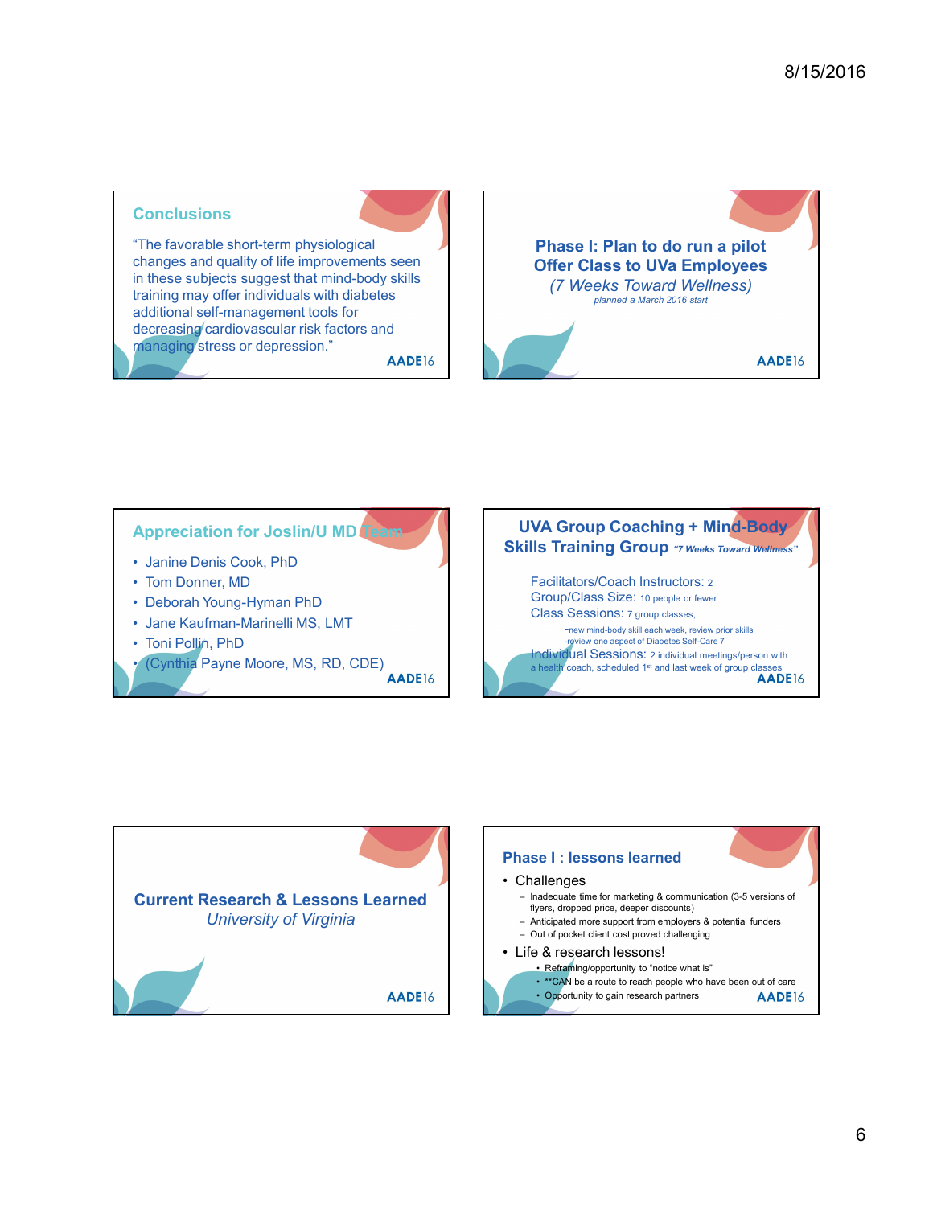## Conclusions

"The favorable short-term physiological changes and quality of life improvements seen in these subjects suggest that mind-body skills training may offer individuals with diabetes additional self-management tools for decreasing cardiovascular risk factors and managing stress or depression."

AADE16

## Phase I: Plan to do run a pilot Offer Class to UVa Employees

*(7 Weeks Toward Wellness)*

*planned a March 2016 start*

AADE16

## Appreciation for Joslin/U MD Team

- Janine Denis Cook, PhD
- Tom Donner, MD
- Deborah Young-Hyman PhD
- Jane Kaufman-Marinelli MS, LMT
- Toni Pollin, PhD
- (Cynthia Payne Moore, MS, RD, CDE)

AADE16

## UVA Group Coaching + Mind-Body Skills Training Group *"7 Weeks Toward Wellness"*

Facilitators/Coach Instructors: 2

Group/Class Size: 10 people or fewer

Class Sessions: 7 group classes,

- -new mind-body skill each week, review prior skills
- -review one aspect of Diabetes Self-Care 7

Individual Sessions: 2 individual meetings/person with a health coach, scheduled 1st and last week of group classes

AADE16

## Current Research & Lessons Learned

*University of Virginia*

AADE16

## Phase I : lessons learned

- Challenges
  - Inadequate time for marketing & communication (3-5 versions of flyers, dropped price, deeper discounts)
  - Anticipated more support from employers & potential funders
  - Out of pocket client cost proved challenging
- Life & research lessons!
  - Reframing/opportunity to "notice what is"
  - **CAN be a route to reach people who have been out of care
  - Opportunity to gain research partners

AADE16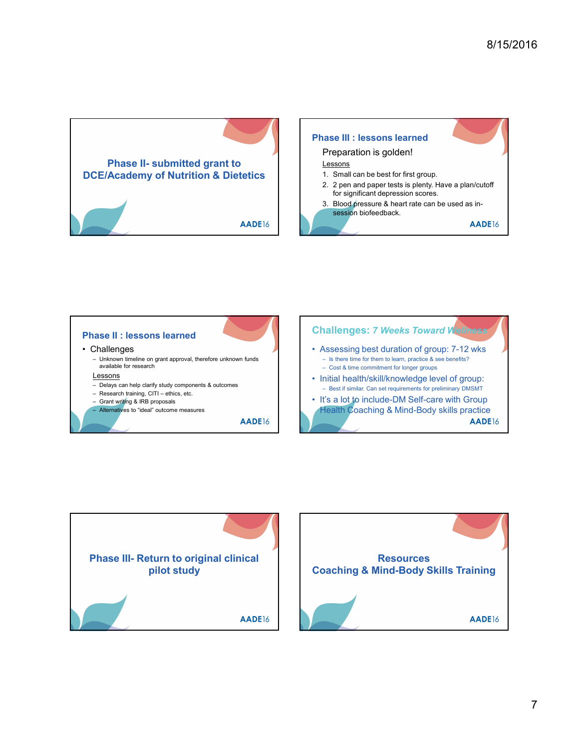## Phase II- submitted grant to DCE/Academy of Nutrition & Dietetics

## Phase III : lessons learned

Preparation is golden!

Lessons

1. Small can be best for first group.
2. 2 pen and paper tests is plenty. Have a plan/cutoff for significant depression scores.
3. Blood pressure & heart rate can be used as in-session biofeedback.

## Phase II : lessons learned

- Challenges
  - Unknown timeline on grant approval, therefore unknown funds available for research

Lessons

- Delays can help clarify study components & outcomes
- Research training, CITI – ethics, etc.
- Grant writing & IRB proposals
- Alternatives to "ideal" outcome measures

## Challenges: *7 Weeks Toward Wellness*

- Assessing best duration of group: 7-12 wks
  - Is there time for them to learn, practice & see benefits?
  - Cost & time commitment for longer groups
- Initial health/skill/knowledge level of group:
  - Best if similar. Can set requirements for preliminary DMSMT
- It's a lot to include-DM Self-care with Group Health Coaching & Mind-Body skills practice

## Phase III- Return to original clinical pilot study

## Resources
## Coaching & Mind-Body Skills Training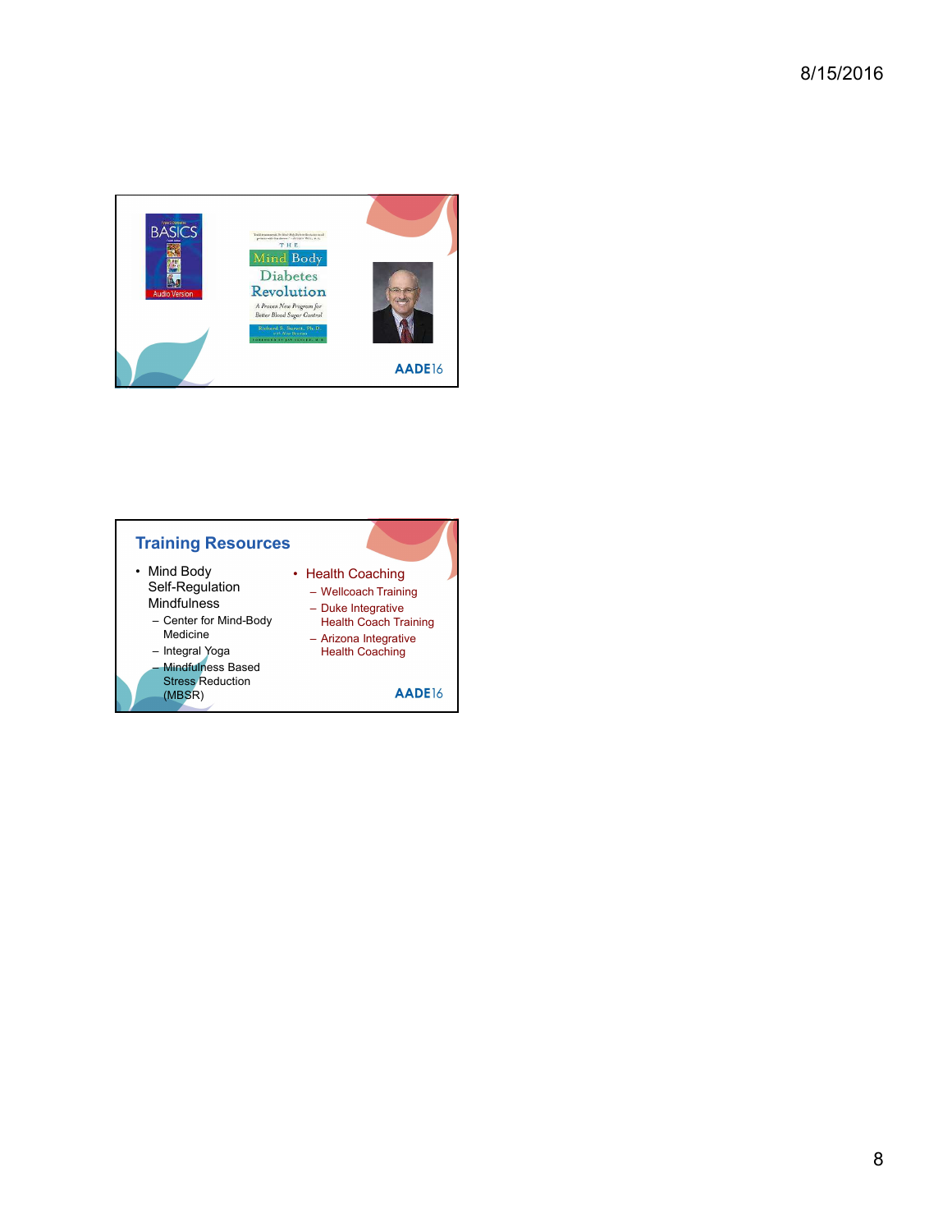BASICS

Audio Version

THE Mind Body Diabetes Revolution

A Proven New Program for Better Blood Sugar Control

Richard S. Surwit, Ph.D.

AADE16

## Training Resources

- Mind Body Self-Regulation Mindfulness
  - Center for Mind-Body Medicine
  - Integral Yoga
  - Mindfulness Based Stress Reduction (MBSR)
- Health Coaching
  - Wellcoach Training
  - Duke Integrative Health Coach Training
  - Arizona Integrative Health Coaching

AADE16